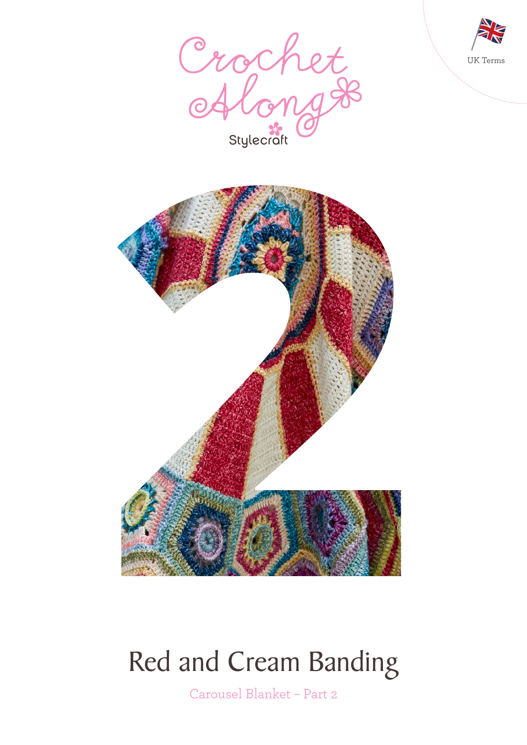UK Terms

Crochet Along

Stylecraft

2

# Red and Cream Banding

Carousel Blanket – Part 2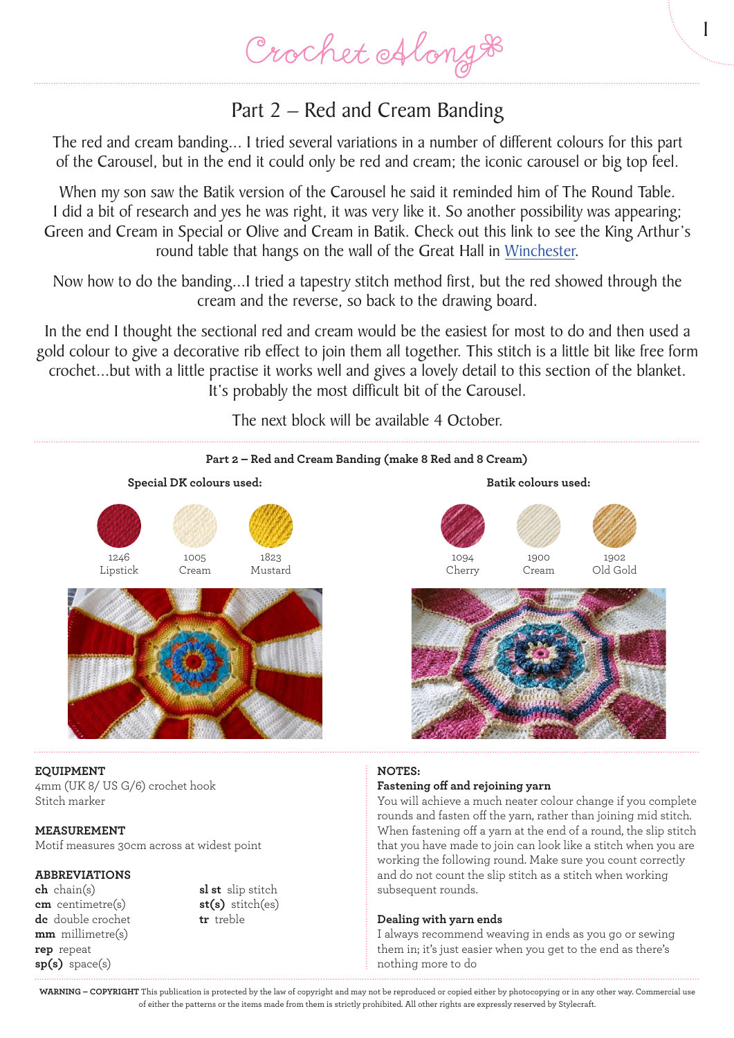Crochet Along

# Part 2 – Red and Cream Banding

The red and cream banding... I tried several variations in a number of different colours for this part of the Carousel, but in the end it could only be red and cream; the iconic carousel or big top feel.

When my son saw the Batik version of the Carousel he said it reminded him of The Round Table. I did a bit of research and yes he was right, it was very like it. So another possibility was appearing; Green and Cream in Special or Olive and Cream in Batik. Check out this link to see the King Arthur's round table that hangs on the wall of the Great Hall in Winchester.

Now how to do the banding...I tried a tapestry stitch method first, but the red showed through the cream and the reverse, so back to the drawing board.

In the end I thought the sectional red and cream would be the easiest for most to do and then used a gold colour to give a decorative rib effect to join them all together. This stitch is a little bit like free form crochet...but with a little practise it works well and gives a lovely detail to this section of the blanket. It's probably the most difficult bit of the Carousel.

The next block will be available 4 October.

**Part 2 – Red and Cream Banding (make 8 Red and 8 Cream)**

**Special DK colours used:**

- 1246 Lipstick
- 1005 Cream
- 1823 Mustard

**Batik colours used:**

- 1094 Cherry
- 1900 Cream
- 1902 Old Gold

**EQUIPMENT**
4mm (UK 8/ US G/6) crochet hook
Stitch marker

**MEASUREMENT**
Motif measures 30cm across at widest point

**ABBREVIATIONS**
**ch** chain(s)
**cm** centimetre(s)
**dc** double crochet
**mm** millimetre(s)
**rep** repeat
**sp(s)** space(s)
**sl st** slip stitch
**st(s)** stitch(es)
**tr** treble

**NOTES:**

**Fastening off and rejoining yarn**
You will achieve a much neater colour change if you complete rounds and fasten off the yarn, rather than joining mid stitch. When fastening off a yarn at the end of a round, the slip stitch that you have made to join can look like a stitch when you are working the following round. Make sure you count correctly and do not count the slip stitch as a stitch when working subsequent rounds.

**Dealing with yarn ends**
I always recommend weaving in ends as you go or sewing them in; it's just easier when you get to the end as there's nothing more to do

**WARNING – COPYRIGHT** This publication is protected by the law of copyright and may not be reproduced or copied either by photocopying or in any other way. Commercial use of either the patterns or the items made from them is strictly prohibited. All other rights are expressly reserved by Stylecraft.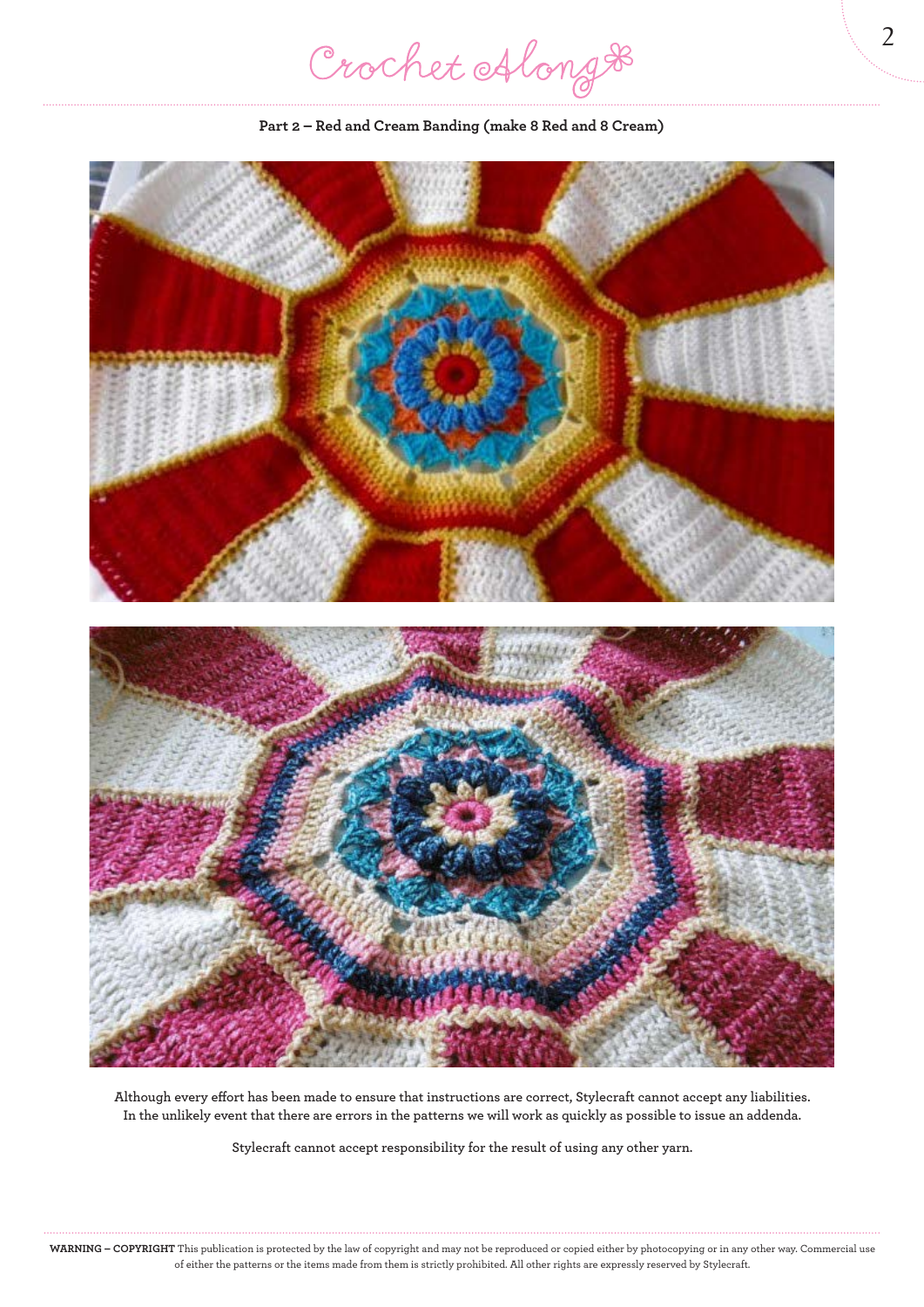**Part 2 – Red and Cream Banding (make 8 Red and 8 Cream)**

Although every effort has been made to ensure that instructions are correct, Stylecraft cannot accept any liabilities. In the unlikely event that there are errors in the patterns we will work as quickly as possible to issue an addenda.

Stylecraft cannot accept responsibility for the result of using any other yarn.

**WARNING – COPYRIGHT** This publication is protected by the law of copyright and may not be reproduced or copied either by photocopying or in any other way. Commercial use of either the patterns or the items made from them is strictly prohibited. All other rights are expressly reserved by Stylecraft.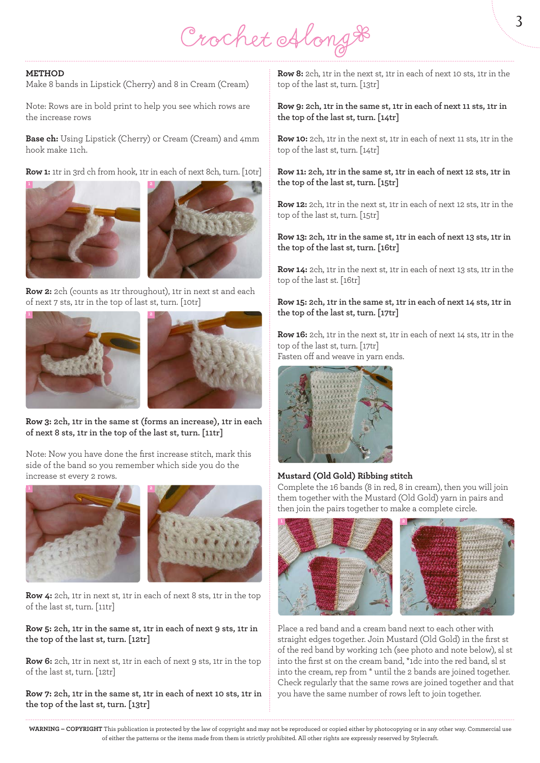# Crochet Along

**METHOD**

Make 8 bands in Lipstick (Cherry) and 8 in Cream (Cream)

Note: Rows are in bold print to help you see which rows are the increase rows

**Base ch:** Using Lipstick (Cherry) or Cream (Cream) and 4mm hook make 11ch.

**Row 1:** 1tr in 3rd ch from hook, 1tr in each of next 8ch, turn. [10tr]

**Row 2:** 2ch (counts as 1tr throughout), 1tr in next st and each of next 7 sts, 1tr in the top of last st, turn. [10tr]

**Row 3: 2ch, 1tr in the same st (forms an increase), 1tr in each of next 8 sts, 1tr in the top of the last st, turn. [11tr]**

Note: Now you have done the first increase stitch, mark this side of the band so you remember which side you do the increase st every 2 rows.

**Row 4:** 2ch, 1tr in next st, 1tr in each of next 8 sts, 1tr in the top of the last st, turn. [11tr]

**Row 5: 2ch, 1tr in the same st, 1tr in each of next 9 sts, 1tr in the top of the last st, turn. [12tr]**

**Row 6:** 2ch, 1tr in next st, 1tr in each of next 9 sts, 1tr in the top of the last st, turn. [12tr]

**Row 7: 2ch, 1tr in the same st, 1tr in each of next 10 sts, 1tr in the top of the last st, turn. [13tr]**

**Row 8:** 2ch, 1tr in the next st, 1tr in each of next 10 sts, 1tr in the top of the last st, turn. [13tr]

**Row 9: 2ch, 1tr in the same st, 1tr in each of next 11 sts, 1tr in the top of the last st, turn. [14tr]**

**Row 10:** 2ch, 1tr in the next st, 1tr in each of next 11 sts, 1tr in the top of the last st, turn. [14tr]

**Row 11: 2ch, 1tr in the same st, 1tr in each of next 12 sts, 1tr in the top of the last st, turn. [15tr]**

**Row 12:** 2ch, 1tr in the next st, 1tr in each of next 12 sts, 1tr in the top of the last st, turn. [15tr]

**Row 13: 2ch, 1tr in the same st, 1tr in each of next 13 sts, 1tr in the top of the last st, turn. [16tr]**

**Row 14:** 2ch, 1tr in the next st, 1tr in each of next 13 sts, 1tr in the top of the last st. [16tr]

**Row 15: 2ch, 1tr in the same st, 1tr in each of next 14 sts, 1tr in the top of the last st, turn. [17tr]**

**Row 16:** 2ch, 1tr in the next st, 1tr in each of next 14 sts, 1tr in the top of the last st, turn. [17tr]

Fasten off and weave in yarn ends.

**Mustard (Old Gold) Ribbing stitch**

Complete the 16 bands (8 in red, 8 in cream), then you will join them together with the Mustard (Old Gold) yarn in pairs and then join the pairs together to make a complete circle.

Place a red band and a cream band next to each other with straight edges together. Join Mustard (Old Gold) in the first st of the red band by working 1ch (see photo and note below), sl st into the first st on the cream band, *1dc into the red band, sl st into the cream, rep from * until the 2 bands are joined together. Check regularly that the same rows are joined together and that you have the same number of rows left to join together.

**WARNING – COPYRIGHT** This publication is protected by the law of copyright and may not be reproduced or copied either by photocopying or in any other way. Commercial use of either the patterns or the items made from them is strictly prohibited. All other rights are expressly reserved by Stylecraft.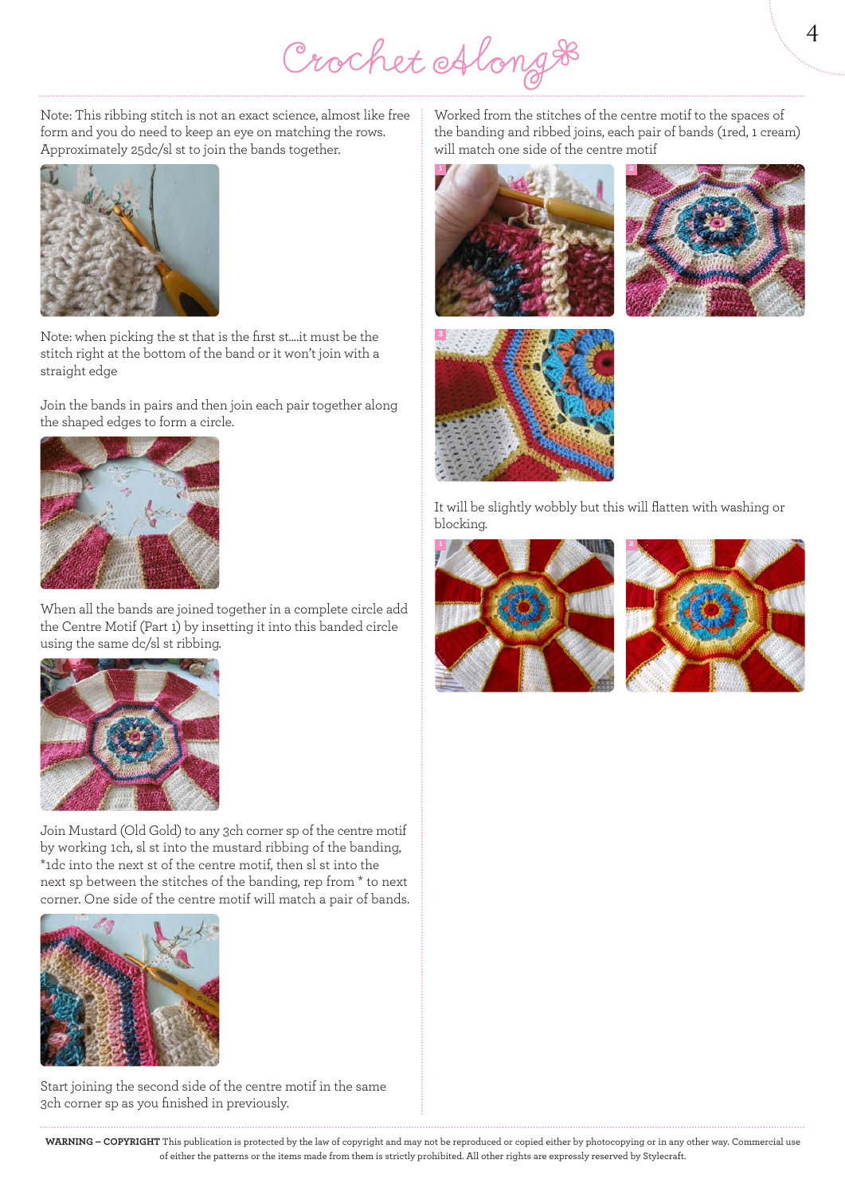# Crochet Along

Note: This ribbing stitch is not an exact science, almost like free form and you do need to keep an eye on matching the rows. Approximately 25dc/sl st to join the bands together.

Note: when picking the st that is the first st....it must be the stitch right at the bottom of the band or it won't join with a straight edge

Join the bands in pairs and then join each pair together along the shaped edges to form a circle.

When all the bands are joined together in a complete circle add the Centre Motif (Part 1) by insetting it into this banded circle using the same dc/sl st ribbing.

Join Mustard (Old Gold) to any 3ch corner sp of the centre motif by working 1ch, sl st into the mustard ribbing of the banding, *1dc into the next st of the centre motif, then sl st into the next sp between the stitches of the banding, rep from * to next corner. One side of the centre motif will match a pair of bands.

Start joining the second side of the centre motif in the same 3ch corner sp as you finished in previously.

Worked from the stitches of the centre motif to the spaces of the banding and ribbed joins, each pair of bands (1red, 1 cream) will match one side of the centre motif

1

2

3

It will be slightly wobbly but this will flatten with washing or blocking.

1

2

**WARNING – COPYRIGHT** This publication is protected by the law of copyright and may not be reproduced or copied either by photocopying or in any other way. Commercial use of either the patterns or the items made from them is strictly prohibited. All other rights are expressly reserved by Stylecraft.